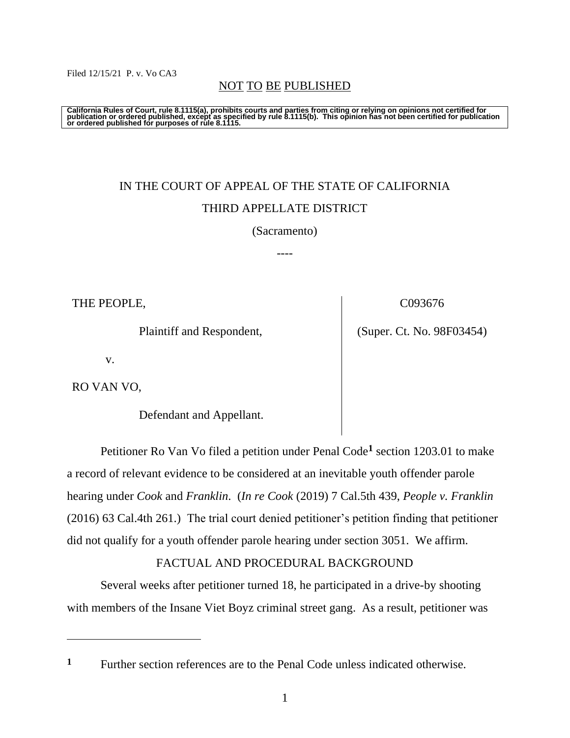Filed 12/15/21 P. v. Vo CA3

NOT TO BE PUBLISHED

**California Rules of Court, rule 8.1115(a), prohibits courts and parties from citing or relying on opinions not certified for publication or ordered published, except as specified by rule 8.1115(b). This opinion has not been certified for publication or ordered published for purposes of rule 8.1115.**

IN THE COURT OF APPEAL OF THE STATE OF CALIFORNIA

THIRD APPELLATE DISTRICT

(Sacramento)

----

| | |
|---|---|
| THE PEOPLE,<br><br>Plaintiff and Respondent,<br><br>v.<br><br>RO VAN VO,<br><br>Defendant and Appellant. | C093676<br><br>(Super. Ct. No. 98F03454) |

Petitioner Ro Van Vo filed a petition under Penal Code[1] section 1203.01 to make a record of relevant evidence to be considered at an inevitable youth offender parole hearing under *Cook* and *Franklin*. (*In re Cook* (2019) 7 Cal.5th 439, *People v. Franklin* (2016) 63 Cal.4th 261.) The trial court denied petitioner's petition finding that petitioner did not qualify for a youth offender parole hearing under section 3051. We affirm.

FACTUAL AND PROCEDURAL BACKGROUND

Several weeks after petitioner turned 18, he participated in a drive-by shooting with members of the Insane Viet Boyz criminal street gang. As a result, petitioner was

[1] Further section references are to the Penal Code unless indicated otherwise.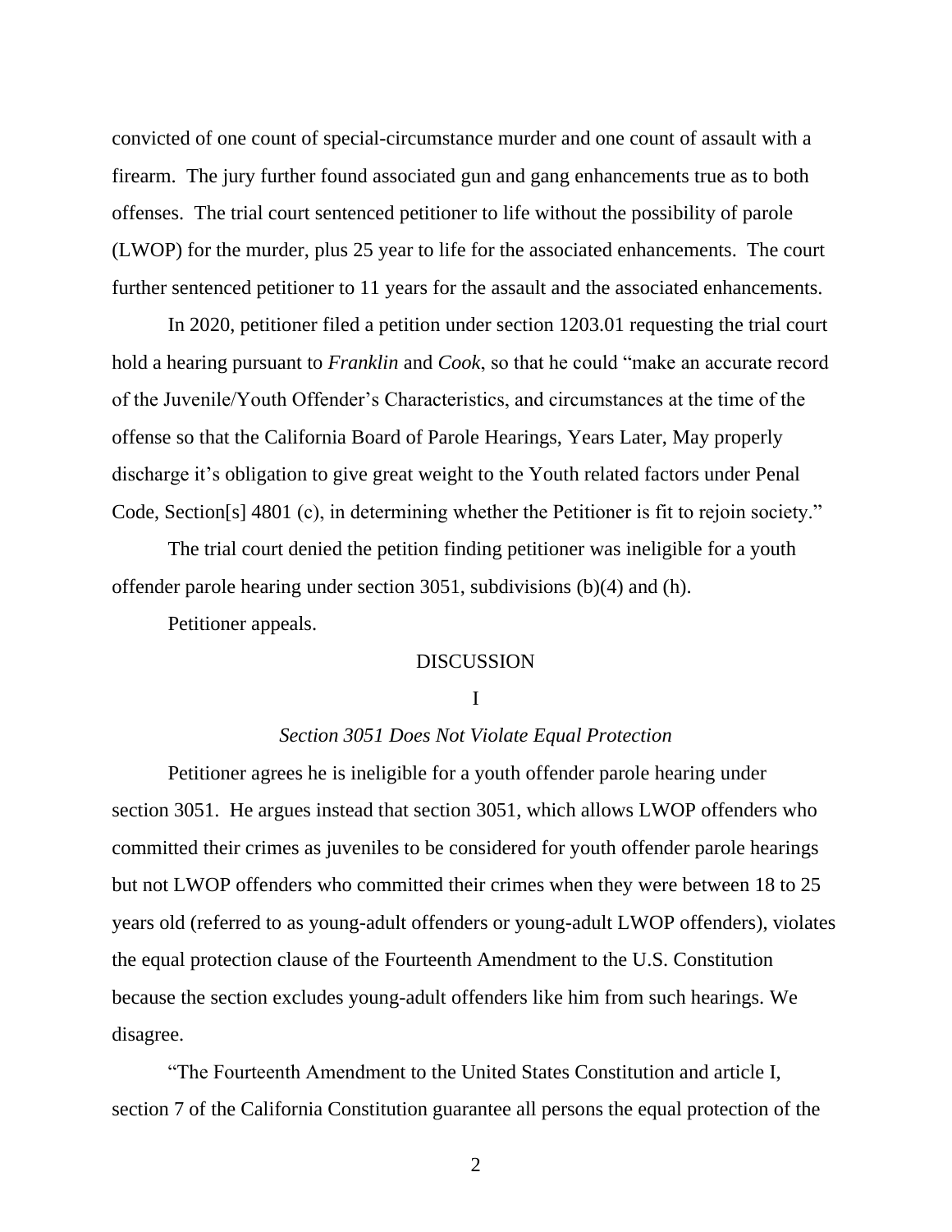convicted of one count of special-circumstance murder and one count of assault with a firearm. The jury further found associated gun and gang enhancements true as to both offenses. The trial court sentenced petitioner to life without the possibility of parole (LWOP) for the murder, plus 25 year to life for the associated enhancements. The court further sentenced petitioner to 11 years for the assault and the associated enhancements.

In 2020, petitioner filed a petition under section 1203.01 requesting the trial court hold a hearing pursuant to *Franklin* and *Cook*, so that he could "make an accurate record of the Juvenile/Youth Offender's Characteristics, and circumstances at the time of the offense so that the California Board of Parole Hearings, Years Later, May properly discharge it's obligation to give great weight to the Youth related factors under Penal Code, Section[s] 4801 (c), in determining whether the Petitioner is fit to rejoin society."

The trial court denied the petition finding petitioner was ineligible for a youth offender parole hearing under section 3051, subdivisions (b)(4) and (h).

Petitioner appeals.

## DISCUSSION

### I

### *Section 3051 Does Not Violate Equal Protection*

Petitioner agrees he is ineligible for a youth offender parole hearing under section 3051. He argues instead that section 3051, which allows LWOP offenders who committed their crimes as juveniles to be considered for youth offender parole hearings but not LWOP offenders who committed their crimes when they were between 18 to 25 years old (referred to as young-adult offenders or young-adult LWOP offenders), violates the equal protection clause of the Fourteenth Amendment to the U.S. Constitution because the section excludes young-adult offenders like him from such hearings. We disagree.

"The Fourteenth Amendment to the United States Constitution and article I, section 7 of the California Constitution guarantee all persons the equal protection of the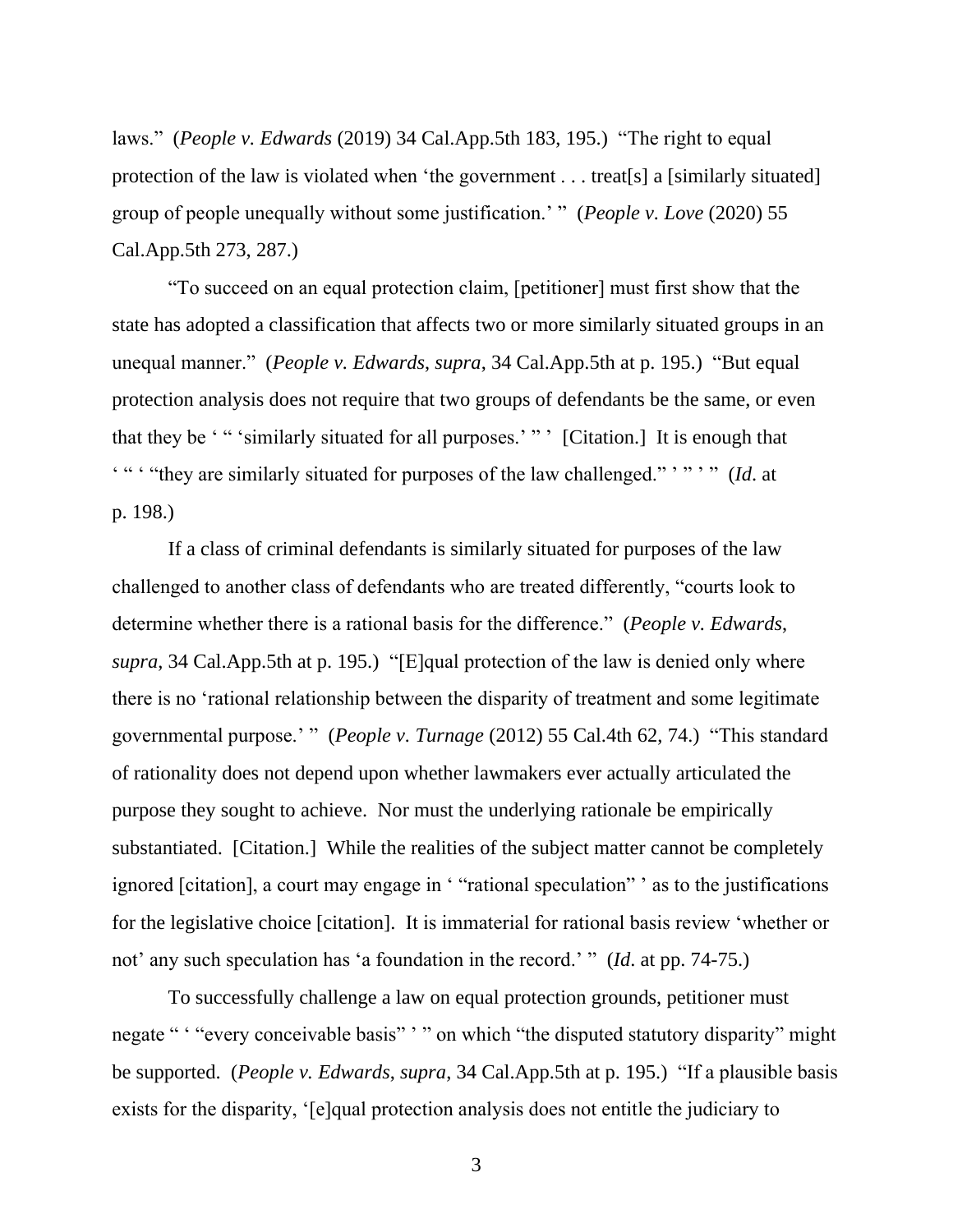laws." (*People v. Edwards* (2019) 34 Cal.App.5th 183, 195.) "The right to equal protection of the law is violated when 'the government . . . treat[s] a [similarly situated] group of people unequally without some justification.' " (*People v. Love* (2020) 55 Cal.App.5th 273, 287.)

"To succeed on an equal protection claim, [petitioner] must first show that the state has adopted a classification that affects two or more similarly situated groups in an unequal manner." (*People v. Edwards*, *supra*, 34 Cal.App.5th at p. 195.) "But equal protection analysis does not require that two groups of defendants be the same, or even that they be ' " 'similarly situated for all purposes.' " ' [Citation.] It is enough that ' " ' "they are similarly situated for purposes of the law challenged." ' " ' " (*Id*. at p. 198.)

If a class of criminal defendants is similarly situated for purposes of the law challenged to another class of defendants who are treated differently, "courts look to determine whether there is a rational basis for the difference." (*People v. Edwards*, *supra*, 34 Cal.App.5th at p. 195.) "[E]qual protection of the law is denied only where there is no 'rational relationship between the disparity of treatment and some legitimate governmental purpose.' " (*People v. Turnage* (2012) 55 Cal.4th 62, 74.) "This standard of rationality does not depend upon whether lawmakers ever actually articulated the purpose they sought to achieve. Nor must the underlying rationale be empirically substantiated. [Citation.] While the realities of the subject matter cannot be completely ignored [citation], a court may engage in ' "rational speculation" ' as to the justifications for the legislative choice [citation]. It is immaterial for rational basis review 'whether or not' any such speculation has 'a foundation in the record.' " (*Id*. at pp. 74-75.)

To successfully challenge a law on equal protection grounds, petitioner must negate " ' "every conceivable basis" ' " on which "the disputed statutory disparity" might be supported. (*People v. Edwards*, *supra*, 34 Cal.App.5th at p. 195.) "If a plausible basis exists for the disparity, '[e]qual protection analysis does not entitle the judiciary to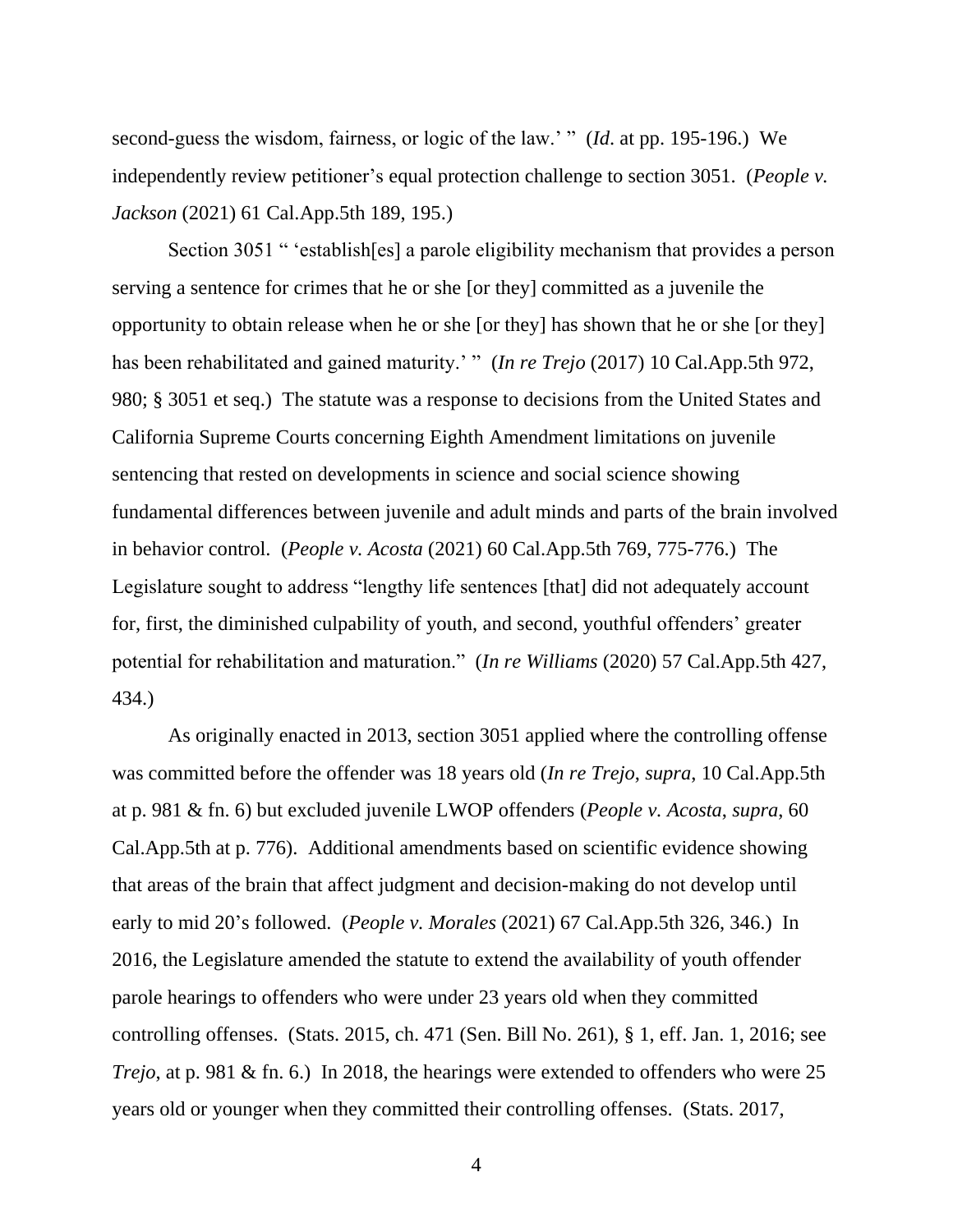second-guess the wisdom, fairness, or logic of the law.' " (*Id*. at pp. 195-196.) We independently review petitioner's equal protection challenge to section 3051. (*People v. Jackson* (2021) 61 Cal.App.5th 189, 195.)

Section 3051 " 'establish[es] a parole eligibility mechanism that provides a person serving a sentence for crimes that he or she [or they] committed as a juvenile the opportunity to obtain release when he or she [or they] has shown that he or she [or they] has been rehabilitated and gained maturity.' " (*In re Trejo* (2017) 10 Cal.App.5th 972, 980; § 3051 et seq.) The statute was a response to decisions from the United States and California Supreme Courts concerning Eighth Amendment limitations on juvenile sentencing that rested on developments in science and social science showing fundamental differences between juvenile and adult minds and parts of the brain involved in behavior control. (*People v. Acosta* (2021) 60 Cal.App.5th 769, 775-776.) The Legislature sought to address "lengthy life sentences [that] did not adequately account for, first, the diminished culpability of youth, and second, youthful offenders' greater potential for rehabilitation and maturation." (*In re Williams* (2020) 57 Cal.App.5th 427, 434.)

As originally enacted in 2013, section 3051 applied where the controlling offense was committed before the offender was 18 years old (*In re Trejo*, *supra*, 10 Cal.App.5th at p. 981 & fn. 6) but excluded juvenile LWOP offenders (*People v. Acosta*, *supra*, 60 Cal.App.5th at p. 776). Additional amendments based on scientific evidence showing that areas of the brain that affect judgment and decision-making do not develop until early to mid 20's followed. (*People v. Morales* (2021) 67 Cal.App.5th 326, 346.) In 2016, the Legislature amended the statute to extend the availability of youth offender parole hearings to offenders who were under 23 years old when they committed controlling offenses. (Stats. 2015, ch. 471 (Sen. Bill No. 261), § 1, eff. Jan. 1, 2016; see *Trejo*, at p. 981 & fn. 6.) In 2018, the hearings were extended to offenders who were 25 years old or younger when they committed their controlling offenses. (Stats. 2017,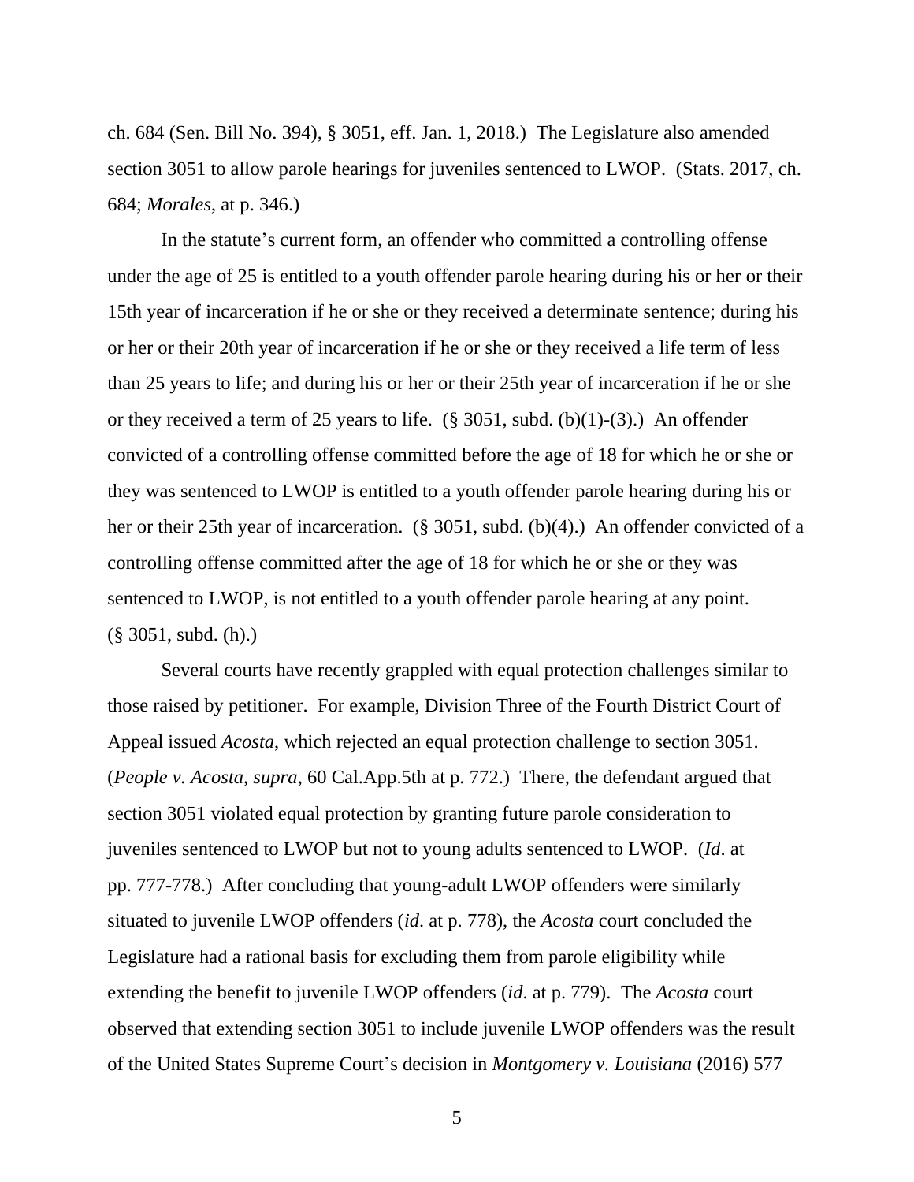ch. 684 (Sen. Bill No. 394), § 3051, eff. Jan. 1, 2018.) The Legislature also amended section 3051 to allow parole hearings for juveniles sentenced to LWOP. (Stats. 2017, ch. 684; *Morales*, at p. 346.)

In the statute's current form, an offender who committed a controlling offense under the age of 25 is entitled to a youth offender parole hearing during his or her or their 15th year of incarceration if he or she or they received a determinate sentence; during his or her or their 20th year of incarceration if he or she or they received a life term of less than 25 years to life; and during his or her or their 25th year of incarceration if he or she or they received a term of 25 years to life. (§ 3051, subd. (b)(1)-(3).) An offender convicted of a controlling offense committed before the age of 18 for which he or she or they was sentenced to LWOP is entitled to a youth offender parole hearing during his or her or their 25th year of incarceration. (§ 3051, subd. (b)(4).) An offender convicted of a controlling offense committed after the age of 18 for which he or she or they was sentenced to LWOP, is not entitled to a youth offender parole hearing at any point. (§ 3051, subd. (h).)

Several courts have recently grappled with equal protection challenges similar to those raised by petitioner. For example, Division Three of the Fourth District Court of Appeal issued *Acosta*, which rejected an equal protection challenge to section 3051. (*People v. Acosta*, *supra*, 60 Cal.App.5th at p. 772.) There, the defendant argued that section 3051 violated equal protection by granting future parole consideration to juveniles sentenced to LWOP but not to young adults sentenced to LWOP. (*Id*. at pp. 777-778.) After concluding that young-adult LWOP offenders were similarly situated to juvenile LWOP offenders (*id*. at p. 778), the *Acosta* court concluded the Legislature had a rational basis for excluding them from parole eligibility while extending the benefit to juvenile LWOP offenders (*id*. at p. 779). The *Acosta* court observed that extending section 3051 to include juvenile LWOP offenders was the result of the United States Supreme Court's decision in *Montgomery v. Louisiana* (2016) 577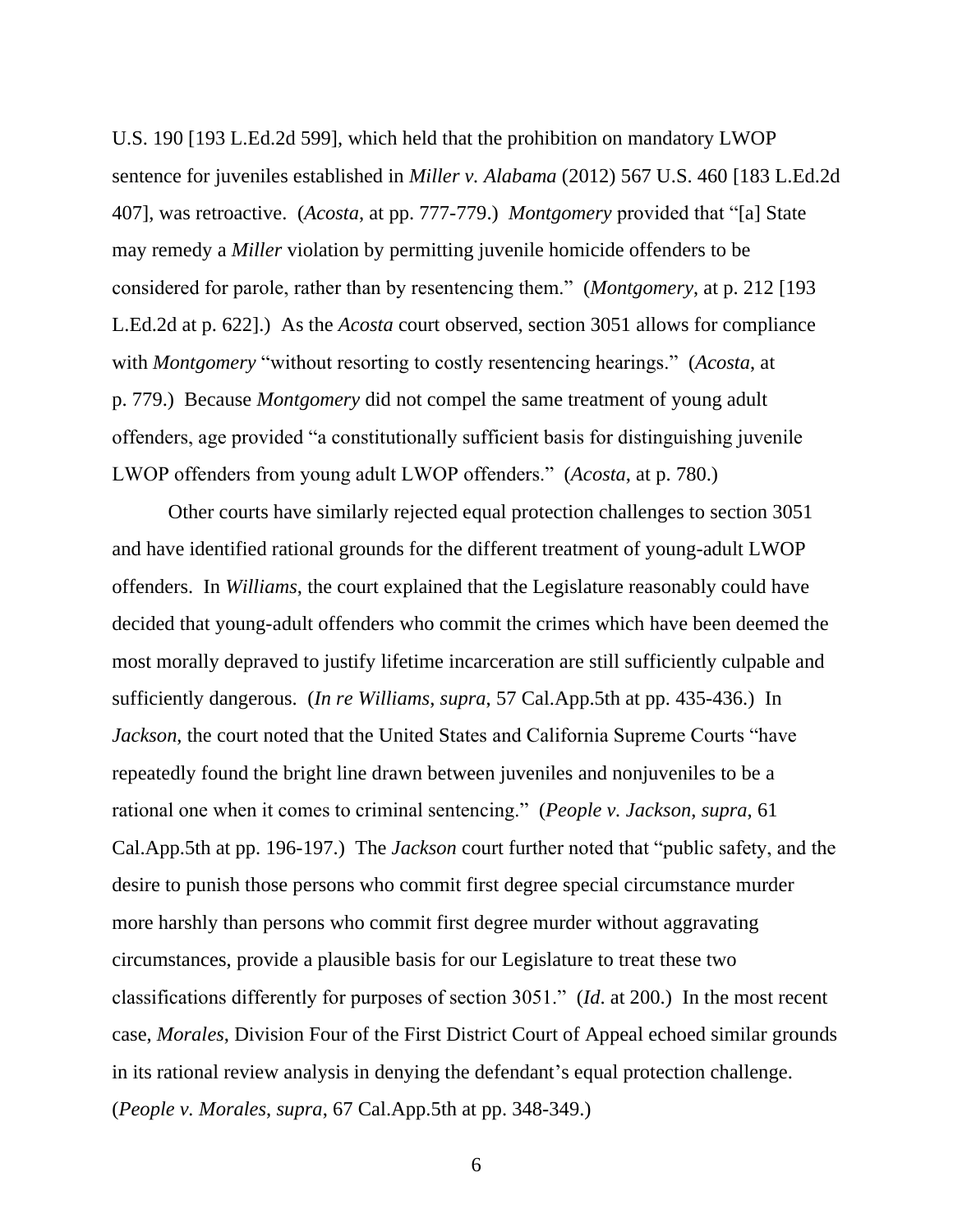U.S. 190 [193 L.Ed.2d 599], which held that the prohibition on mandatory LWOP sentence for juveniles established in *Miller v. Alabama* (2012) 567 U.S. 460 [183 L.Ed.2d 407], was retroactive. (*Acosta*, at pp. 777-779.) *Montgomery* provided that "[a] State may remedy a *Miller* violation by permitting juvenile homicide offenders to be considered for parole, rather than by resentencing them." (*Montgomery*, at p. 212 [193 L.Ed.2d at p. 622].) As the *Acosta* court observed, section 3051 allows for compliance with *Montgomery* "without resorting to costly resentencing hearings." (*Acosta*, at p. 779.) Because *Montgomery* did not compel the same treatment of young adult offenders, age provided "a constitutionally sufficient basis for distinguishing juvenile LWOP offenders from young adult LWOP offenders." (*Acosta*, at p. 780.)

Other courts have similarly rejected equal protection challenges to section 3051 and have identified rational grounds for the different treatment of young-adult LWOP offenders. In *Williams*, the court explained that the Legislature reasonably could have decided that young-adult offenders who commit the crimes which have been deemed the most morally depraved to justify lifetime incarceration are still sufficiently culpable and sufficiently dangerous. (*In re Williams*, *supra*, 57 Cal.App.5th at pp. 435-436.) In *Jackson*, the court noted that the United States and California Supreme Courts "have repeatedly found the bright line drawn between juveniles and nonjuveniles to be a rational one when it comes to criminal sentencing." (*People v. Jackson*, *supra*, 61 Cal.App.5th at pp. 196-197.) The *Jackson* court further noted that "public safety, and the desire to punish those persons who commit first degree special circumstance murder more harshly than persons who commit first degree murder without aggravating circumstances, provide a plausible basis for our Legislature to treat these two classifications differently for purposes of section 3051." (*Id.* at 200.) In the most recent case, *Morales*, Division Four of the First District Court of Appeal echoed similar grounds in its rational review analysis in denying the defendant's equal protection challenge. (*People v. Morales*, *supra*, 67 Cal.App.5th at pp. 348-349.)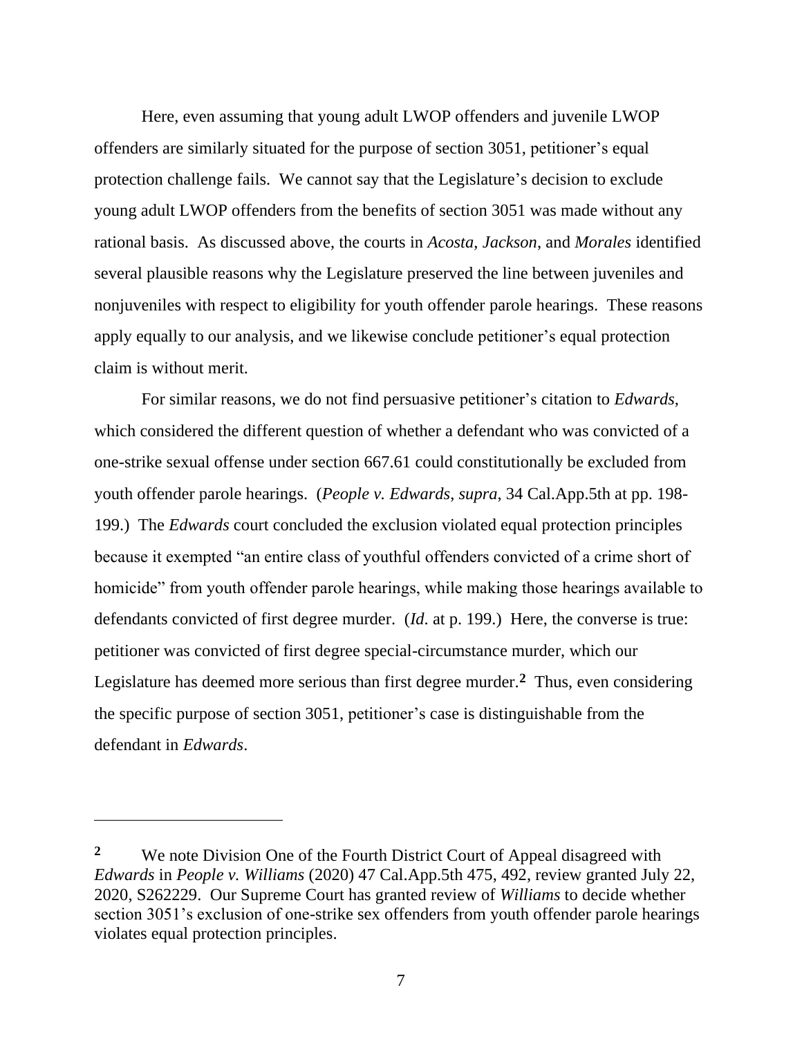Here, even assuming that young adult LWOP offenders and juvenile LWOP offenders are similarly situated for the purpose of section 3051, petitioner's equal protection challenge fails. We cannot say that the Legislature's decision to exclude young adult LWOP offenders from the benefits of section 3051 was made without any rational basis. As discussed above, the courts in *Acosta*, *Jackson*, and *Morales* identified several plausible reasons why the Legislature preserved the line between juveniles and nonjuveniles with respect to eligibility for youth offender parole hearings. These reasons apply equally to our analysis, and we likewise conclude petitioner's equal protection claim is without merit.

For similar reasons, we do not find persuasive petitioner's citation to *Edwards*, which considered the different question of whether a defendant who was convicted of a one-strike sexual offense under section 667.61 could constitutionally be excluded from youth offender parole hearings. (*People v. Edwards*, *supra*, 34 Cal.App.5th at pp. 198-199.) The *Edwards* court concluded the exclusion violated equal protection principles because it exempted "an entire class of youthful offenders convicted of a crime short of homicide" from youth offender parole hearings, while making those hearings available to defendants convicted of first degree murder. (*Id*. at p. 199.) Here, the converse is true: petitioner was convicted of first degree special-circumstance murder, which our Legislature has deemed more serious than first degree murder.[2] Thus, even considering the specific purpose of section 3051, petitioner's case is distinguishable from the defendant in *Edwards*.

---

[2] We note Division One of the Fourth District Court of Appeal disagreed with *Edwards* in *People v. Williams* (2020) 47 Cal.App.5th 475, 492, review granted July 22, 2020, S262229. Our Supreme Court has granted review of *Williams* to decide whether section 3051's exclusion of one-strike sex offenders from youth offender parole hearings violates equal protection principles.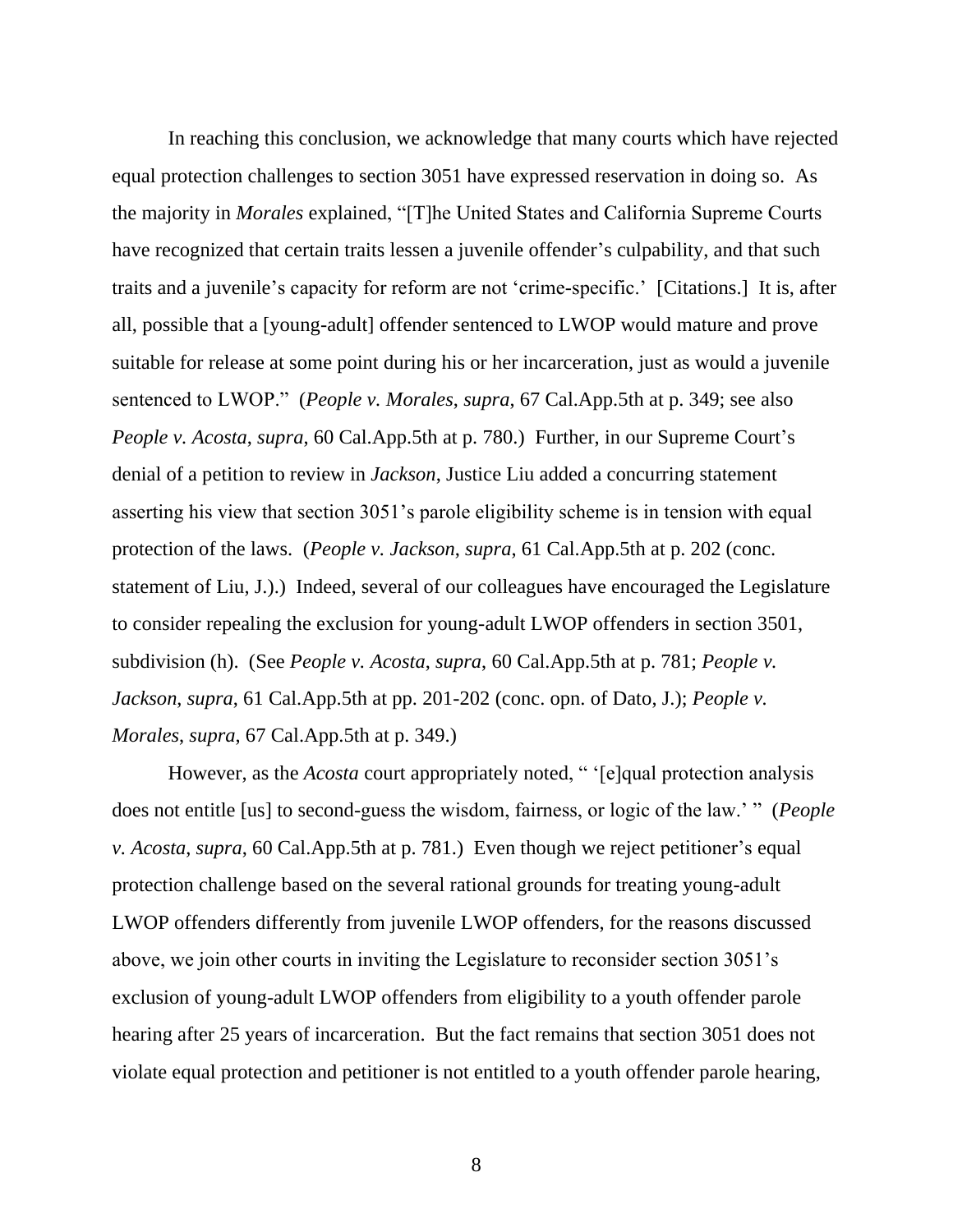In reaching this conclusion, we acknowledge that many courts which have rejected equal protection challenges to section 3051 have expressed reservation in doing so. As the majority in *Morales* explained, "[T]he United States and California Supreme Courts have recognized that certain traits lessen a juvenile offender's culpability, and that such traits and a juvenile's capacity for reform are not 'crime-specific.' [Citations.] It is, after all, possible that a [young-adult] offender sentenced to LWOP would mature and prove suitable for release at some point during his or her incarceration, just as would a juvenile sentenced to LWOP." (*People v. Morales*, *supra*, 67 Cal.App.5th at p. 349; see also *People v. Acosta*, *supra*, 60 Cal.App.5th at p. 780.) Further, in our Supreme Court's denial of a petition to review in *Jackson*, Justice Liu added a concurring statement asserting his view that section 3051's parole eligibility scheme is in tension with equal protection of the laws. (*People v. Jackson*, *supra*, 61 Cal.App.5th at p. 202 (conc. statement of Liu, J.).) Indeed, several of our colleagues have encouraged the Legislature to consider repealing the exclusion for young-adult LWOP offenders in section 3501, subdivision (h). (See *People v. Acosta*, *supra*, 60 Cal.App.5th at p. 781; *People v. Jackson*, *supra*, 61 Cal.App.5th at pp. 201-202 (conc. opn. of Dato, J.); *People v. Morales*, *supra*, 67 Cal.App.5th at p. 349.)

However, as the *Acosta* court appropriately noted, " '[e]qual protection analysis does not entitle [us] to second-guess the wisdom, fairness, or logic of the law.' " (*People v. Acosta*, *supra*, 60 Cal.App.5th at p. 781.) Even though we reject petitioner's equal protection challenge based on the several rational grounds for treating young-adult LWOP offenders differently from juvenile LWOP offenders, for the reasons discussed above, we join other courts in inviting the Legislature to reconsider section 3051's exclusion of young-adult LWOP offenders from eligibility to a youth offender parole hearing after 25 years of incarceration. But the fact remains that section 3051 does not violate equal protection and petitioner is not entitled to a youth offender parole hearing,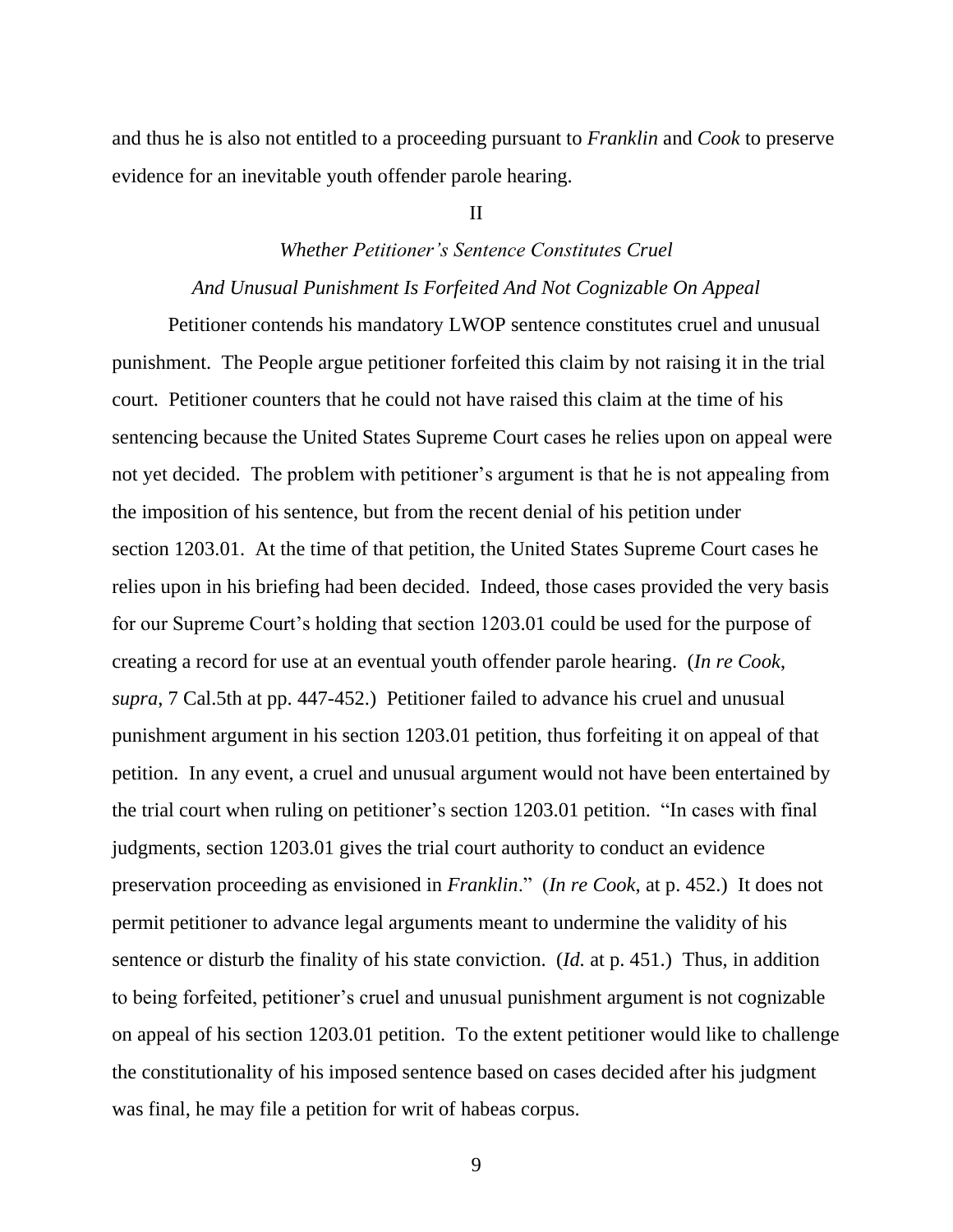and thus he is also not entitled to a proceeding pursuant to *Franklin* and *Cook* to preserve evidence for an inevitable youth offender parole hearing.

II

*Whether Petitioner's Sentence Constitutes Cruel And Unusual Punishment Is Forfeited And Not Cognizable On Appeal*

Petitioner contends his mandatory LWOP sentence constitutes cruel and unusual punishment. The People argue petitioner forfeited this claim by not raising it in the trial court. Petitioner counters that he could not have raised this claim at the time of his sentencing because the United States Supreme Court cases he relies upon on appeal were not yet decided. The problem with petitioner's argument is that he is not appealing from the imposition of his sentence, but from the recent denial of his petition under section 1203.01. At the time of that petition, the United States Supreme Court cases he relies upon in his briefing had been decided. Indeed, those cases provided the very basis for our Supreme Court's holding that section 1203.01 could be used for the purpose of creating a record for use at an eventual youth offender parole hearing. (*In re Cook*, *supra*, 7 Cal.5th at pp. 447-452.) Petitioner failed to advance his cruel and unusual punishment argument in his section 1203.01 petition, thus forfeiting it on appeal of that petition. In any event, a cruel and unusual argument would not have been entertained by the trial court when ruling on petitioner's section 1203.01 petition. "In cases with final judgments, section 1203.01 gives the trial court authority to conduct an evidence preservation proceeding as envisioned in *Franklin*." (*In re Cook*, at p. 452.) It does not permit petitioner to advance legal arguments meant to undermine the validity of his sentence or disturb the finality of his state conviction. (*Id.* at p. 451.) Thus, in addition to being forfeited, petitioner's cruel and unusual punishment argument is not cognizable on appeal of his section 1203.01 petition. To the extent petitioner would like to challenge the constitutionality of his imposed sentence based on cases decided after his judgment was final, he may file a petition for writ of habeas corpus.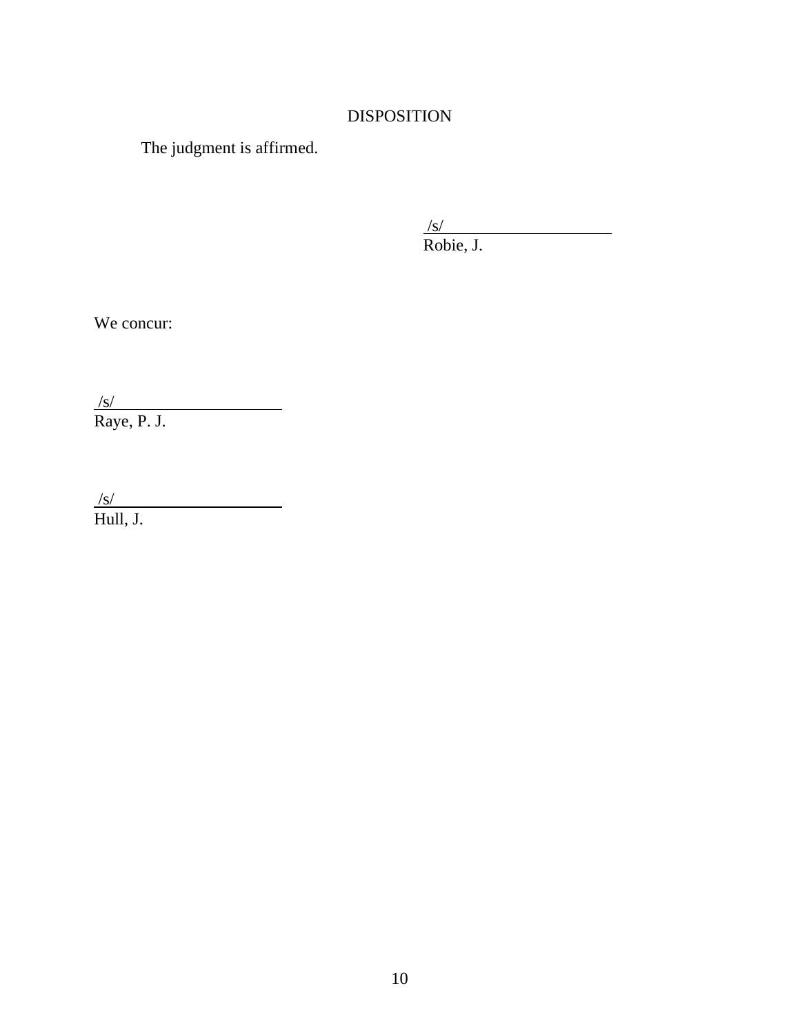## DISPOSITION

The judgment is affirmed.

/s/
Robie, J.

We concur:

/s/
Raye, P. J.

/s/
Hull, J.